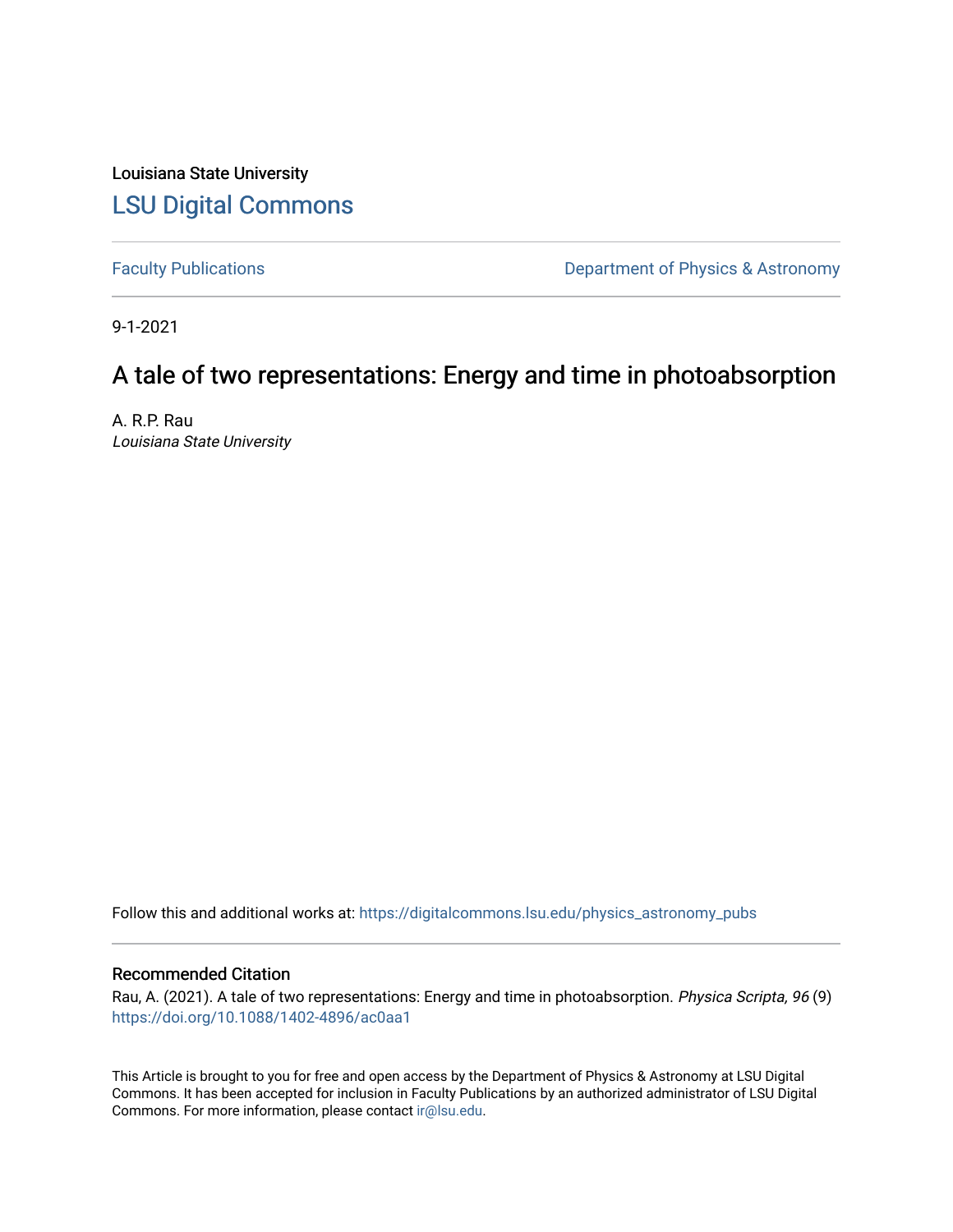Louisiana State University

# LSU Digital Commons

Faculty Publications

Department of Physics & Astronomy

9-1-2021

## A tale of two representations: Energy and time in photoabsorption

A. R.P. Rau

*Louisiana State University*

Follow this and additional works at: https://digitalcommons.lsu.edu/physics_astronomy_pubs

### Recommended Citation

Rau, A. (2021). A tale of two representations: Energy and time in photoabsorption. *Physica Scripta, 96* (9) https://doi.org/10.1088/1402-4896/ac0aa1

This Article is brought to you for free and open access by the Department of Physics & Astronomy at LSU Digital Commons. It has been accepted for inclusion in Faculty Publications by an authorized administrator of LSU Digital Commons. For more information, please contact ir@lsu.edu.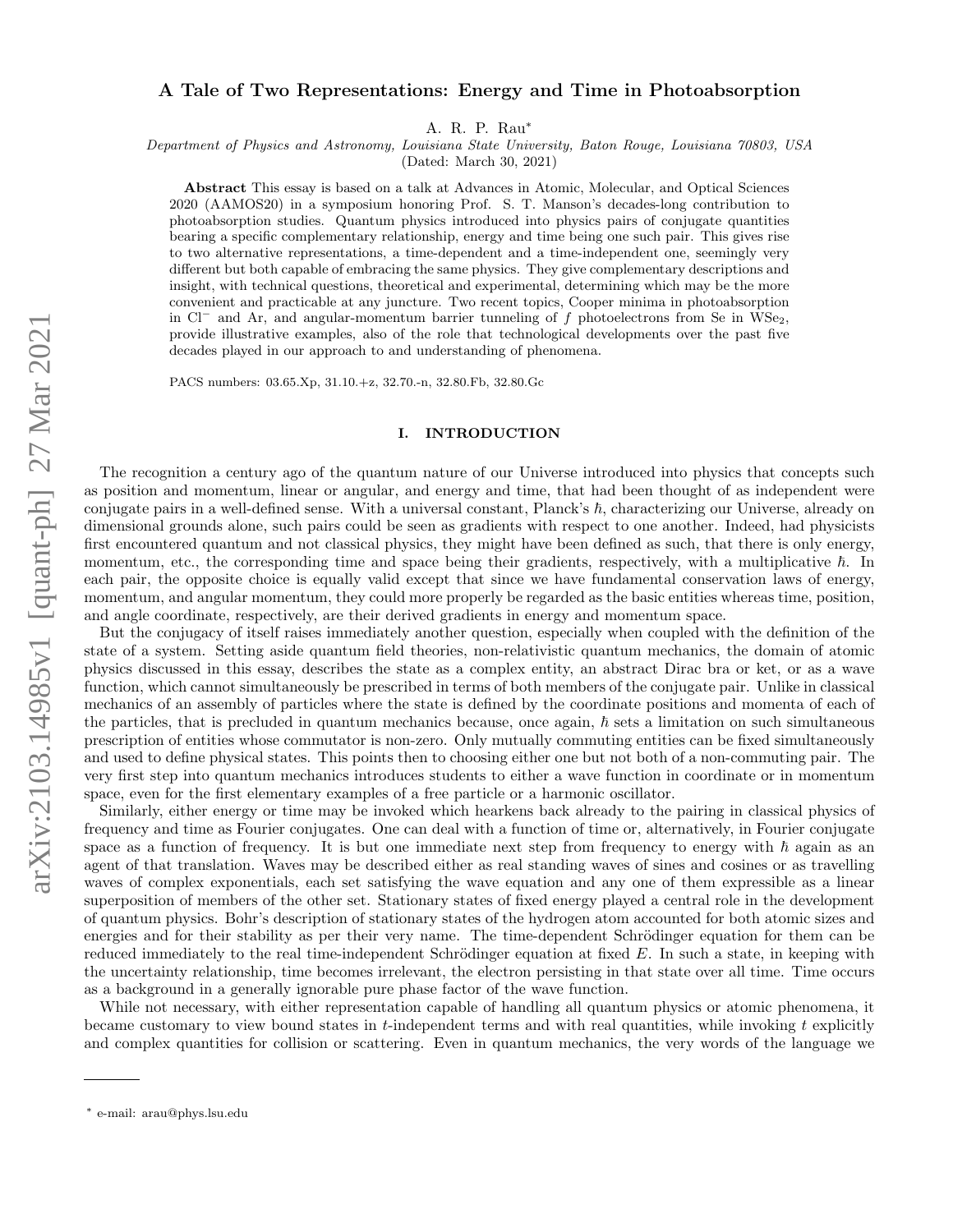# A Tale of Two Representations: Energy and Time in Photoabsorption

A. R. P. Rau*

*Department of Physics and Astronomy, Louisiana State University, Baton Rouge, Louisiana 70803, USA*

(Dated: March 30, 2021)

**Abstract** This essay is based on a talk at Advances in Atomic, Molecular, and Optical Sciences 2020 (AAMOS20) in a symposium honoring Prof. S. T. Manson's decades-long contribution to photoabsorption studies. Quantum physics introduced into physics pairs of conjugate quantities bearing a specific complementary relationship, energy and time being one such pair. This gives rise to two alternative representations, a time-dependent and a time-independent one, seemingly very different but both capable of embracing the same physics. They give complementary descriptions and insight, with technical questions, theoretical and experimental, determining which may be the more convenient and practicable at any juncture. Two recent topics, Cooper minima in photoabsorption in $Cl^-$ and Ar, and angular-momentum barrier tunneling of $f$ photoelectrons from Se in $WSe_2$, provide illustrative examples, also of the role that technological developments over the past five decades played in our approach to and understanding of phenomena.

PACS numbers: 03.65.Xp, 31.10.+z, 32.70.-n, 32.80.Fb, 32.80.Gc

## I. INTRODUCTION

The recognition a century ago of the quantum nature of our Universe introduced into physics that concepts such as position and momentum, linear or angular, and energy and time, that had been thought of as independent were conjugate pairs in a well-defined sense. With a universal constant, Planck's $\hbar$, characterizing our Universe, already on dimensional grounds alone, such pairs could be seen as gradients with respect to one another. Indeed, had physicists first encountered quantum and not classical physics, they might have been defined as such, that there is only energy, momentum, etc., the corresponding time and space being their gradients, respectively, with a multiplicative $\hbar$. In each pair, the opposite choice is equally valid except that since we have fundamental conservation laws of energy, momentum, and angular momentum, they could more properly be regarded as the basic entities whereas time, position, and angle coordinate, respectively, are their derived gradients in energy and momentum space.

But the conjugacy of itself raises immediately another question, especially when coupled with the definition of the state of a system. Setting aside quantum field theories, non-relativistic quantum mechanics, the domain of atomic physics discussed in this essay, describes the state as a complex entity, an abstract Dirac bra or ket, or as a wave function, which cannot simultaneously be prescribed in terms of both members of the conjugate pair. Unlike in classical mechanics of an assembly of particles where the state is defined by the coordinate positions and momenta of each of the particles, that is precluded in quantum mechanics because, once again, $\hbar$ sets a limitation on such simultaneous prescription of entities whose commutator is non-zero. Only mutually commuting entities can be fixed simultaneously and used to define physical states. This points then to choosing either one but not both of a non-commuting pair. The very first step into quantum mechanics introduces students to either a wave function in coordinate or in momentum space, even for the first elementary examples of a free particle or a harmonic oscillator.

Similarly, either energy or time may be invoked which hearkens back already to the pairing in classical physics of frequency and time as Fourier conjugates. One can deal with a function of time or, alternatively, in Fourier conjugate space as a function of frequency. It is but one immediate next step from frequency to energy with $\hbar$ again as an agent of that translation. Waves may be described either as real standing waves of sines and cosines or as travelling waves of complex exponentials, each set satisfying the wave equation and any one of them expressible as a linear superposition of members of the other set. Stationary states of fixed energy played a central role in the development of quantum physics. Bohr's description of stationary states of the hydrogen atom accounted for both atomic sizes and energies and for their stability as per their very name. The time-dependent Schrödinger equation for them can be reduced immediately to the real time-independent Schrödinger equation at fixed $E$. In such a state, in keeping with the uncertainty relationship, time becomes irrelevant, the electron persisting in that state over all time. Time occurs as a background in a generally ignorable pure phase factor of the wave function.

While not necessary, with either representation capable of handling all quantum physics or atomic phenomena, it became customary to view bound states in $t$-independent terms and with real quantities, while invoking $t$ explicitly and complex quantities for collision or scattering. Even in quantum mechanics, the very words of the language we

* e-mail: arau@phys.lsu.edu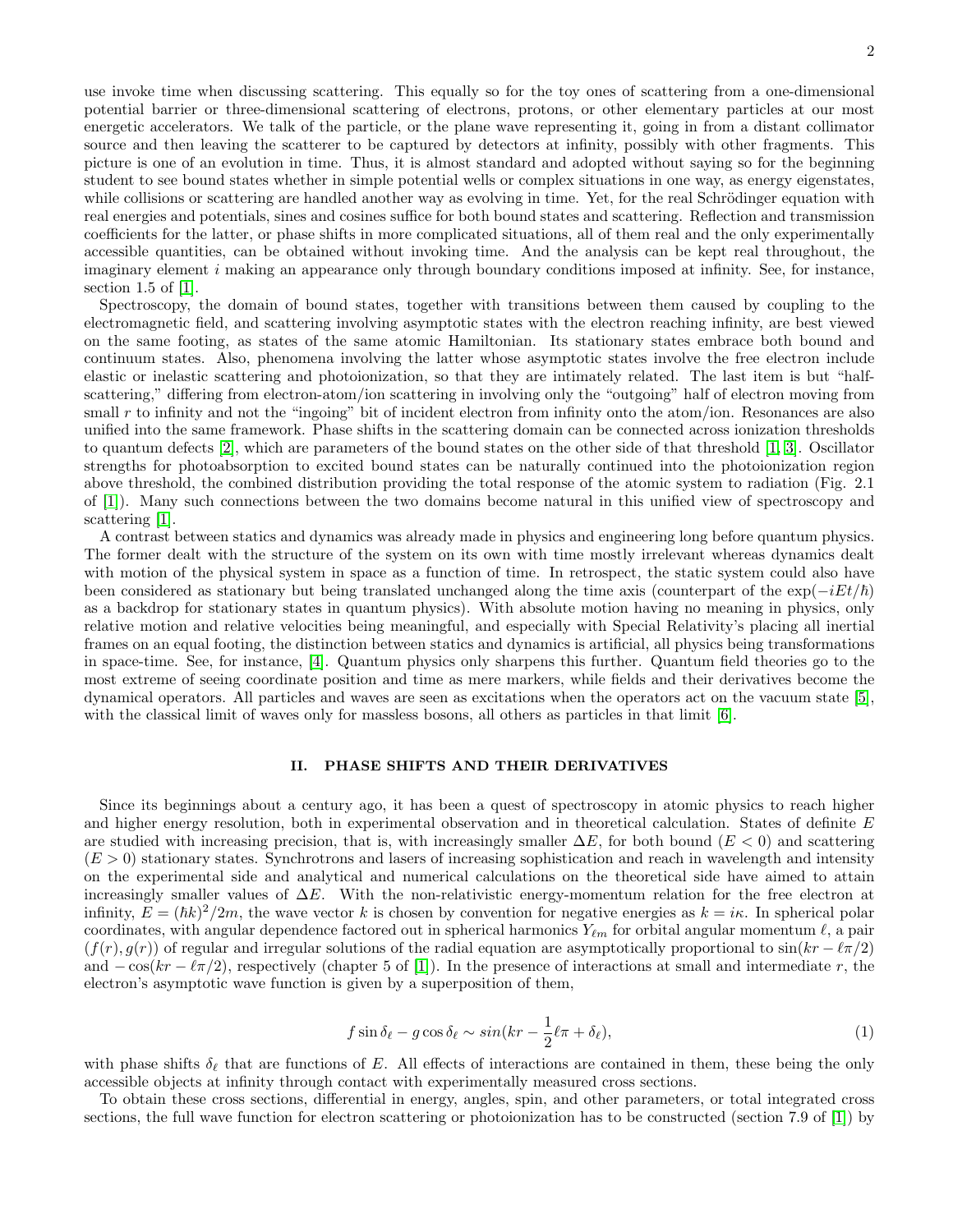use invoke time when discussing scattering. This equally so for the toy ones of scattering from a one-dimensional potential barrier or three-dimensional scattering of electrons, protons, or other elementary particles at our most energetic accelerators. We talk of the particle, or the plane wave representing it, going in from a distant collimator source and then leaving the scatterer to be captured by detectors at infinity, possibly with other fragments. This picture is one of an evolution in time. Thus, it is almost standard and adopted without saying so for the beginning student to see bound states whether in simple potential wells or complex situations in one way, as energy eigenstates, while collisions or scattering are handled another way as evolving in time. Yet, for the real Schrödinger equation with real energies and potentials, sines and cosines suffice for both bound states and scattering. Reflection and transmission coefficients for the latter, or phase shifts in more complicated situations, all of them real and the only experimentally accessible quantities, can be obtained without invoking time. And the analysis can be kept real throughout, the imaginary element $i$ making an appearance only through boundary conditions imposed at infinity. See, for instance, section 1.5 of [1].

Spectroscopy, the domain of bound states, together with transitions between them caused by coupling to the electromagnetic field, and scattering involving asymptotic states with the electron reaching infinity, are best viewed on the same footing, as states of the same atomic Hamiltonian. Its stationary states embrace both bound and continuum states. Also, phenomena involving the latter whose asymptotic states involve the free electron include elastic or inelastic scattering and photoionization, so that they are intimately related. The last item is but "half-scattering," differing from electron-atom/ion scattering in involving only the "outgoing" half of electron moving from small $r$ to infinity and not the "ingoing" bit of incident electron from infinity onto the atom/ion. Resonances are also unified into the same framework. Phase shifts in the scattering domain can be connected across ionization thresholds to quantum defects [2], which are parameters of the bound states on the other side of that threshold [1, 3]. Oscillator strengths for photoabsorption to excited bound states can be naturally continued into the photoionization region above threshold, the combined distribution providing the total response of the atomic system to radiation (Fig. 2.1 of [1]). Many such connections between the two domains become natural in this unified view of spectroscopy and scattering [1].

A contrast between statics and dynamics was already made in physics and engineering long before quantum physics. The former dealt with the structure of the system on its own with time mostly irrelevant whereas dynamics dealt with motion of the physical system in space as a function of time. In retrospect, the static system could also have been considered as stationary but being translated unchanged along the time axis (counterpart of the $\exp(-iEt/\hbar)$ as a backdrop for stationary states in quantum physics). With absolute motion having no meaning in physics, only relative motion and relative velocities being meaningful, and especially with Special Relativity's placing all inertial frames on an equal footing, the distinction between statics and dynamics is artificial, all physics being transformations in space-time. See, for instance, [4]. Quantum physics only sharpens this further. Quantum field theories go to the most extreme of seeing coordinate position and time as mere markers, while fields and their derivatives become the dynamical operators. All particles and waves are seen as excitations when the operators act on the vacuum state [5], with the classical limit of waves only for massless bosons, all others as particles in that limit [6].

## II. PHASE SHIFTS AND THEIR DERIVATIVES

Since its beginnings about a century ago, it has been a quest of spectroscopy in atomic physics to reach higher and higher energy resolution, both in experimental observation and in theoretical calculation. States of definite $E$ are studied with increasing precision, that is, with increasingly smaller $\Delta E$, for both bound ($E < 0$) and scattering ($E > 0$) stationary states. Synchrotrons and lasers of increasing sophistication and reach in wavelength and intensity on the experimental side and analytical and numerical calculations on the theoretical side have aimed to attain increasingly smaller values of $\Delta E$. With the non-relativistic energy-momentum relation for the free electron at infinity, $E = (\hbar k)^2/2m$, the wave vector $k$ is chosen by convention for negative energies as $k = i\kappa$. In spherical polar coordinates, with angular dependence factored out in spherical harmonics $Y_{\ell m}$ for orbital angular momentum $\ell$, a pair $(f(r), g(r))$ of regular and irregular solutions of the radial equation are asymptotically proportional to $\sin(kr - \ell\pi/2)$ and $-\cos(kr - \ell\pi/2)$, respectively (chapter 5 of [1]). In the presence of interactions at small and intermediate $r$, the electron's asymptotic wave function is given by a superposition of them,

$$f \sin \delta_\ell - g \cos \delta_\ell \sim sin(kr - \frac{1}{2}\ell\pi + \delta_\ell), \tag{1}$$

with phase shifts $\delta_\ell$ that are functions of $E$. All effects of interactions are contained in them, these being the only accessible objects at infinity through contact with experimentally measured cross sections.

To obtain these cross sections, differential in energy, angles, spin, and other parameters, or total integrated cross sections, the full wave function for electron scattering or photoionization has to be constructed (section 7.9 of [1]) by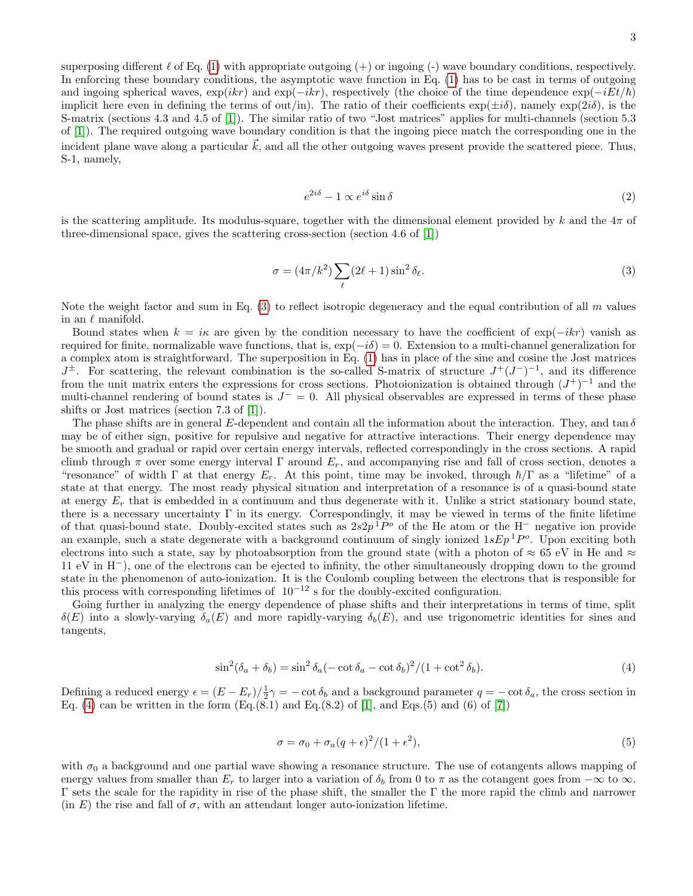superposing different $\ell$ of Eq. (1) with appropriate outgoing (+) or ingoing (-) wave boundary conditions, respectively. In enforcing these boundary conditions, the asymptotic wave function in Eq. (1) has to be cast in terms of outgoing and ingoing spherical waves, $\exp(ikr)$ and $\exp(-ikr)$, respectively (the choice of the time dependence $\exp(-iEt/\hbar)$ implicit here even in defining the terms of out/in). The ratio of their coefficients $\exp(\pm i\delta)$, namely $\exp(2i\delta)$, is the S-matrix (sections 4.3 and 4.5 of [1]). The similar ratio of two "Jost matrices" applies for multi-channels (section 5.3 of [1]). The required outgoing wave boundary condition is that the ingoing piece match the corresponding one in the incident plane wave along a particular $\vec{k}$, and all the other outgoing waves present provide the scattered piece. Thus, S-1, namely,

$$e^{2i\delta} - 1 \propto e^{i\delta} \sin\delta \tag{2}$$

is the scattering amplitude. Its modulus-square, together with the dimensional element provided by $k$ and the $4\pi$ of three-dimensional space, gives the scattering cross-section (section 4.6 of [1])

$$\sigma = (4\pi/k^2) \sum_{\ell} (2\ell + 1) \sin^2 \delta_{\ell}. \tag{3}$$

Note the weight factor and sum in Eq. (3) to reflect isotropic degeneracy and the equal contribution of all $m$ values in an $\ell$ manifold.

Bound states when $k = i\kappa$ are given by the condition necessary to have the coefficient of $\exp(-ikr)$ vanish as required for finite, normalizable wave functions, that is, $\exp(-i\delta) = 0$. Extension to a multi-channel generalization for a complex atom is straightforward. The superposition in Eq. (1) has in place of the sine and cosine the Jost matrices $J^{\pm}$. For scattering, the relevant combination is the so-called S-matrix of structure $J^+(J^-)^{-1}$, and its difference from the unit matrix enters the expressions for cross sections. Photoionization is obtained through $(J^+)^{-1}$ and the multi-channel rendering of bound states is $J^- = 0$. All physical observables are expressed in terms of these phase shifts or Jost matrices (section 7.3 of [1]).

The phase shifts are in general $E$-dependent and contain all the information about the interaction. They, and $\tan\delta$ may be of either sign, positive for repulsive and negative for attractive interactions. Their energy dependence may be smooth and gradual or rapid over certain energy intervals, reflected correspondingly in the cross sections. A rapid climb through $\pi$ over some energy interval $\Gamma$ around $E_r$, and accompanying rise and fall of cross section, denotes a "resonance" of width $\Gamma$ at that energy $E_r$. At this point, time may be invoked, through $\hbar/\Gamma$ as a "lifetime" of a state at that energy. The most ready physical situation and interpretation of a resonance is of a quasi-bound state at energy $E_r$ that is embedded in a continuum and thus degenerate with it. Unlike a strict stationary bound state, there is a necessary uncertainty $\Gamma$ in its energy. Correspondingly, it may be viewed in terms of the finite lifetime of that quasi-bound state. Doubly-excited states such as $2s2p\,^1P^o$ of the He atom or the $H^-$ negative ion provide an example, such a state degenerate with a background continuum of singly ionized $1sEp\,^1P^o$. Upon exciting both electrons into such a state, say by photoabsorption from the ground state (with a photon of $\approx 65$ eV in He and $\approx 11$ eV in $H^-$), one of the electrons can be ejected to infinity, the other simultaneously dropping down to the ground state in the phenomenon of auto-ionization. It is the Coulomb coupling between the electrons that is responsible for this process with corresponding lifetimes of $10^{-12}$ s for the doubly-excited configuration.

Going further in analyzing the energy dependence of phase shifts and their interpretations in terms of time, split $\delta(E)$ into a slowly-varying $\delta_a(E)$ and more rapidly-varying $\delta_b(E)$, and use trigonometric identities for sines and tangents,

$$\sin^2(\delta_a + \delta_b) = \sin^2\delta_a(-\cot\delta_a - \cot\delta_b)^2/(1 + \cot^2\delta_b). \tag{4}$$

Defining a reduced energy $\epsilon = (E - E_r)/\frac{1}{2}\gamma = -\cot\delta_b$ and a background parameter $q = -\cot\delta_a$, the cross section in Eq. (4) can be written in the form (Eq.(8.1) and Eq.(8.2) of [1], and Eqs.(5) and (6) of [7])

$$\sigma = \sigma_0 + \sigma_a(q + \epsilon)^2/(1 + \epsilon^2), \tag{5}$$

with $\sigma_0$ a background and one partial wave showing a resonance structure. The use of cotangents allows mapping of energy values from smaller than $E_r$ to larger into a variation of $\delta_b$ from 0 to $\pi$ as the cotangent goes from $-\infty$ to $\infty$. $\Gamma$ sets the scale for the rapidity in rise of the phase shift, the smaller the $\Gamma$ the more rapid the climb and narrower (in $E$) the rise and fall of $\sigma$, with an attendant longer auto-ionization lifetime.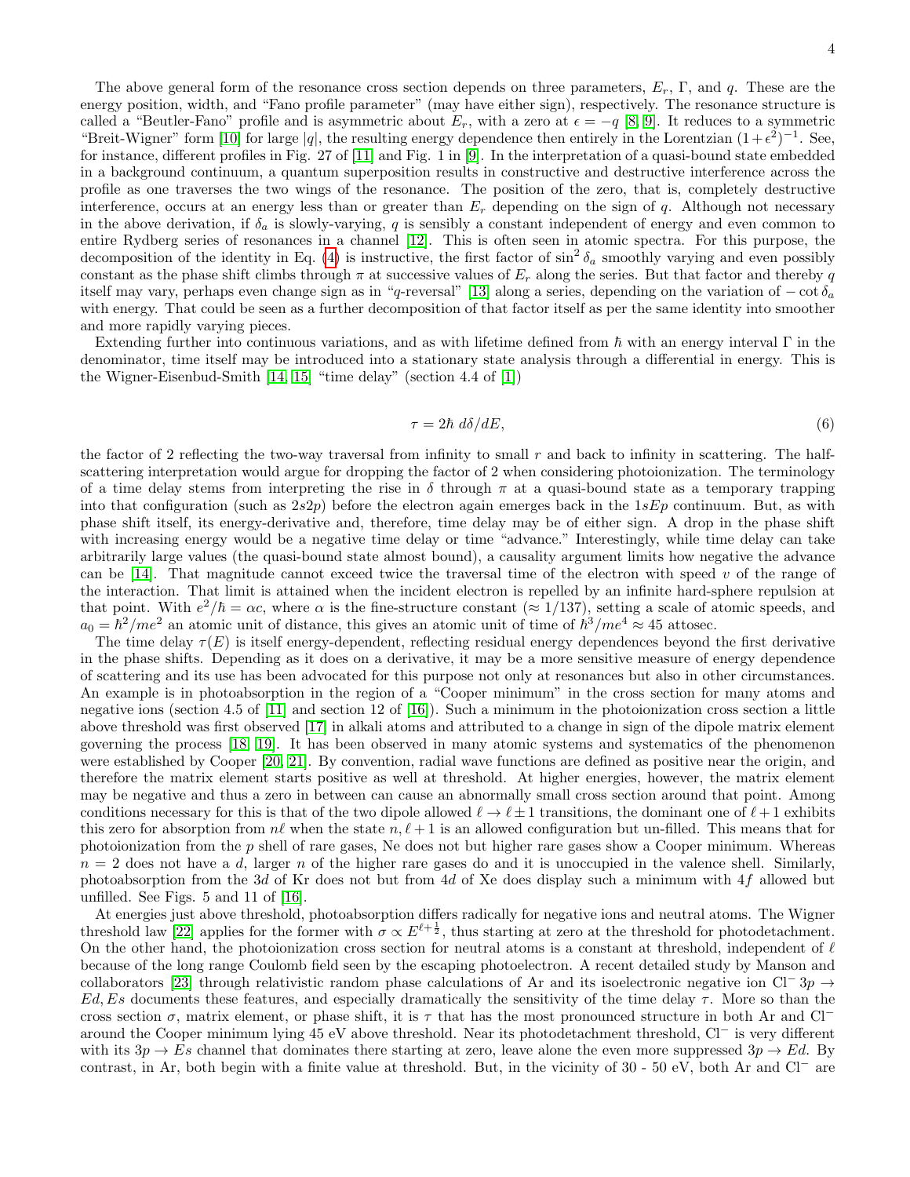The above general form of the resonance cross section depends on three parameters, $E_r$, $\Gamma$, and $q$. These are the energy position, width, and "Fano profile parameter" (may have either sign), respectively. The resonance structure is called a "Beutler-Fano" profile and is asymmetric about $E_r$, with a zero at $\epsilon = -q$ [8, 9]. It reduces to a symmetric "Breit-Wigner" form [10] for large $|q|$, the resulting energy dependence then entirely in the Lorentzian $(1+\epsilon^2)^{-1}$. See, for instance, different profiles in Fig. 27 of [11] and Fig. 1 in [9]. In the interpretation of a quasi-bound state embedded in a background continuum, a quantum superposition results in constructive and destructive interference across the profile as one traverses the two wings of the resonance. The position of the zero, that is, completely destructive interference, occurs at an energy less than or greater than $E_r$ depending on the sign of $q$. Although not necessary in the above derivation, if $\delta_a$ is slowly-varying, $q$ is sensibly a constant independent of energy and even common to entire Rydberg series of resonances in a channel [12]. This is often seen in atomic spectra. For this purpose, the decomposition of the identity in Eq. (4) is instructive, the first factor of $\sin^2\delta_a$ smoothly varying and even possibly constant as the phase shift climbs through $\pi$ at successive values of $E_r$ along the series. But that factor and thereby $q$ itself may vary, perhaps even change sign as in "$q$-reversal" [13] along a series, depending on the variation of $-\cot\delta_a$ with energy. That could be seen as a further decomposition of that factor itself as per the same identity into smoother and more rapidly varying pieces.

Extending further into continuous variations, and as with lifetime defined from $\hbar$ with an energy interval $\Gamma$ in the denominator, time itself may be introduced into a stationary state analysis through a differential in energy. This is the Wigner-Eisenbud-Smith [14, 15] "time delay" (section 4.4 of [1])

$$\tau = 2\hbar\, d\delta/dE, \tag{6}$$

the factor of 2 reflecting the two-way traversal from infinity to small $r$ and back to infinity in scattering. The half-scattering interpretation would argue for dropping the factor of 2 when considering photoionization. The terminology of a time delay stems from interpreting the rise in $\delta$ through $\pi$ at a quasi-bound state as a temporary trapping into that configuration (such as $2s2p$) before the electron again emerges back in the $1sEp$ continuum. But, as with phase shift itself, its energy-derivative and, therefore, time delay may be of either sign. A drop in the phase shift with increasing energy would be a negative time delay or time "advance." Interestingly, while time delay can take arbitrarily large values (the quasi-bound state almost bound), a causality argument limits how negative the advance can be [14]. That magnitude cannot exceed twice the traversal time of the electron with speed $v$ of the range of the interaction. That limit is attained when the incident electron is repelled by an infinite hard-sphere repulsion at that point. With $e^2/\hbar = \alpha c$, where $\alpha$ is the fine-structure constant ($\approx 1/137$), setting a scale of atomic speeds, and $a_0 = \hbar^2/me^2$ an atomic unit of distance, this gives an atomic unit of time of $\hbar^3/me^4 \approx 45$ attosec.

The time delay $\tau(E)$ is itself energy-dependent, reflecting residual energy dependences beyond the first derivative in the phase shifts. Depending as it does on a derivative, it may be a more sensitive measure of energy dependence of scattering and its use has been advocated for this purpose not only at resonances but also in other circumstances. An example is in photoabsorption in the region of a "Cooper minimum" in the cross section for many atoms and negative ions (section 4.5 of [11] and section 12 of [16]). Such a minimum in the photoionization cross section a little above threshold was first observed [17] in alkali atoms and attributed to a change in sign of the dipole matrix element governing the process [18, 19]. It has been observed in many atomic systems and systematics of the phenomenon were established by Cooper [20, 21]. By convention, radial wave functions are defined as positive near the origin, and therefore the matrix element starts positive as well at threshold. At higher energies, however, the matrix element may be negative and thus a zero in between can cause an abnormally small cross section around that point. Among conditions necessary for this is that of the two dipole allowed $\ell \to \ell \pm 1$ transitions, the dominant one of $\ell+1$ exhibits this zero for absorption from $n\ell$ when the state $n, \ell+1$ is an allowed configuration but un-filled. This means that for photoionization from the $p$ shell of rare gases, Ne does not but higher rare gases show a Cooper minimum. Whereas $n = 2$ does not have a $d$, larger $n$ of the higher rare gases do and it is unoccupied in the valence shell. Similarly, photoabsorption from the $3d$ of Kr does not but from $4d$ of Xe does display such a minimum with $4f$ allowed but unfilled. See Figs. 5 and 11 of [16].

At energies just above threshold, photoabsorption differs radically for negative ions and neutral atoms. The Wigner threshold law [22] applies for the former with $\sigma \propto E^{\ell+\frac{1}{2}}$, thus starting at zero at the threshold for photodetachment. On the other hand, the photoionization cross section for neutral atoms is a constant at threshold, independent of $\ell$ because of the long range Coulomb field seen by the escaping photoelectron. A recent detailed study by Manson and collaborators [23] through relativistic random phase calculations of Ar and its isoelectronic negative ion $Cl^-$ $3p \to Ed, Es$ documents these features, and especially dramatically the sensitivity of the time delay $\tau$. More so than the cross section $\sigma$, matrix element, or phase shift, it is $\tau$ that has the most pronounced structure in both Ar and $Cl^-$ around the Cooper minimum lying 45 eV above threshold. Near its photodetachment threshold, $Cl^-$ is very different with its $3p \to Es$ channel that dominates there starting at zero, leave alone the even more suppressed $3p \to Ed$. By contrast, in Ar, both begin with a finite value at threshold. But, in the vicinity of 30 - 50 eV, both Ar and $Cl^-$ are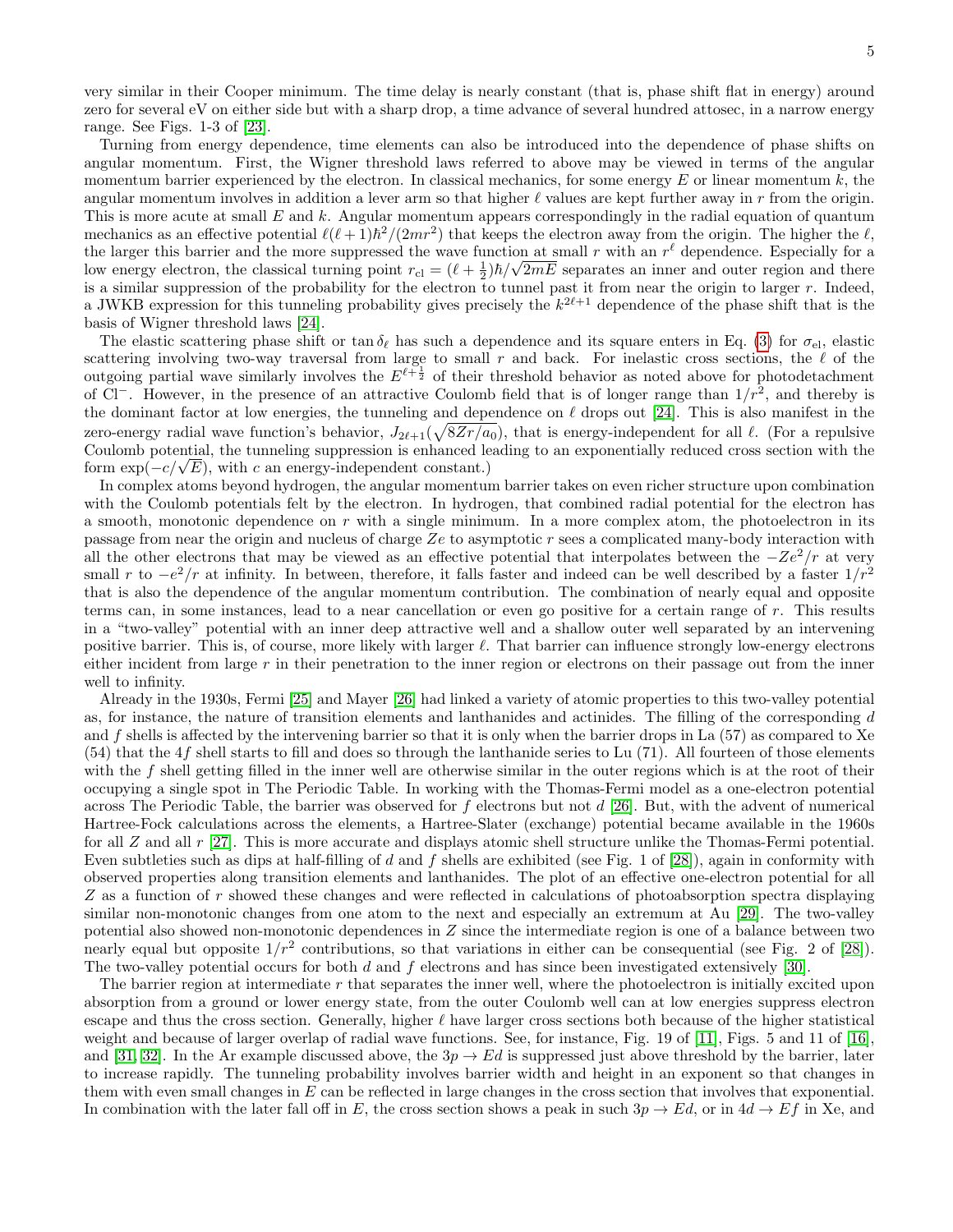very similar in their Cooper minimum. The time delay is nearly constant (that is, phase shift flat in energy) around zero for several eV on either side but with a sharp drop, a time advance of several hundred attosec, in a narrow energy range. See Figs. 1-3 of [23].

Turning from energy dependence, time elements can also be introduced into the dependence of phase shifts on angular momentum. First, the Wigner threshold laws referred to above may be viewed in terms of the angular momentum barrier experienced by the electron. In classical mechanics, for some energy $E$ or linear momentum $k$, the angular momentum involves in addition a lever arm so that higher $\ell$ values are kept further away in $r$ from the origin. This is more acute at small $E$ and $k$. Angular momentum appears correspondingly in the radial equation of quantum mechanics as an effective potential $\ell(\ell+1)\hbar^2/(2mr^2)$ that keeps the electron away from the origin. The higher the $\ell$, the larger this barrier and the more suppressed the wave function at small $r$ with an $r^\ell$ dependence. Especially for a low energy electron, the classical turning point $r_{\rm cl} = (\ell + \frac{1}{2})\hbar/\sqrt{2mE}$ separates an inner and outer region and there is a similar suppression of the probability for the electron to tunnel past it from near the origin to larger $r$. Indeed, a JWKB expression for this tunneling probability gives precisely the $k^{2\ell+1}$ dependence of the phase shift that is the basis of Wigner threshold laws [24].

The elastic scattering phase shift or $\tan\delta_\ell$ has such a dependence and its square enters in Eq. (3) for $\sigma_{\rm el}$, elastic scattering involving two-way traversal from large to small $r$ and back. For inelastic cross sections, the $\ell$ of the outgoing partial wave similarly involves the $E^{\ell+\frac{1}{2}}$ of their threshold behavior as noted above for photodetachment of $Cl^-$. However, in the presence of an attractive Coulomb field that is of longer range than $1/r^2$, and thereby is the dominant factor at low energies, the tunneling and dependence on $\ell$ drops out [24]. This is also manifest in the zero-energy radial wave function's behavior, $J_{2\ell+1}(\sqrt{8Zr/a_0})$, that is energy-independent for all $\ell$. (For a repulsive Coulomb potential, the tunneling suppression is enhanced leading to an exponentially reduced cross section with the form $\exp(-c/\sqrt{E})$, with $c$ an energy-independent constant.)

In complex atoms beyond hydrogen, the angular momentum barrier takes on even richer structure upon combination with the Coulomb potentials felt by the electron. In hydrogen, that combined radial potential for the electron has a smooth, monotonic dependence on $r$ with a single minimum. In a more complex atom, the photoelectron in its passage from near the origin and nucleus of charge $Ze$ to asymptotic $r$ sees a complicated many-body interaction with all the other electrons that may be viewed as an effective potential that interpolates between the $-Ze^2/r$ at very small $r$ to $-e^2/r$ at infinity. In between, therefore, it falls faster and indeed can be well described by a faster $1/r^2$ that is also the dependence of the angular momentum contribution. The combination of nearly equal and opposite terms can, in some instances, lead to a near cancellation or even go positive for a certain range of $r$. This results in a "two-valley" potential with an inner deep attractive well and a shallow outer well separated by an intervening positive barrier. This is, of course, more likely with larger $\ell$. That barrier can influence strongly low-energy electrons either incident from large $r$ in their penetration to the inner region or electrons on their passage out from the inner well to infinity.

Already in the 1930s, Fermi [25] and Mayer [26] had linked a variety of atomic properties to this two-valley potential as, for instance, the nature of transition elements and lanthanides and actinides. The filling of the corresponding $d$ and $f$ shells is affected by the intervening barrier so that it is only when the barrier drops in La (57) as compared to Xe (54) that the $4f$ shell starts to fill and does so through the lanthanide series to Lu (71). All fourteen of those elements with the $f$ shell getting filled in the inner well are otherwise similar in the outer regions which is at the root of their occupying a single spot in The Periodic Table. In working with the Thomas-Fermi model as a one-electron potential across The Periodic Table, the barrier was observed for $f$ electrons but not $d$ [26]. But, with the advent of numerical Hartree-Fock calculations across the elements, a Hartree-Slater (exchange) potential became available in the 1960s for all $Z$ and all $r$ [27]. This is more accurate and displays atomic shell structure unlike the Thomas-Fermi potential. Even subtleties such as dips at half-filling of $d$ and $f$ shells are exhibited (see Fig. 1 of [28]), again in conformity with observed properties along transition elements and lanthanides. The plot of an effective one-electron potential for all $Z$ as a function of $r$ showed these changes and were reflected in calculations of photoabsorption spectra displaying similar non-monotonic changes from one atom to the next and especially an extremum at Au [29]. The two-valley potential also showed non-monotonic dependences in $Z$ since the intermediate region is one of a balance between two nearly equal but opposite $1/r^2$ contributions, so that variations in either can be consequential (see Fig. 2 of [28]). The two-valley potential occurs for both $d$ and $f$ electrons and has since been investigated extensively [30].

The barrier region at intermediate $r$ that separates the inner well, where the photoelectron is initially excited upon absorption from a ground or lower energy state, from the outer Coulomb well can at low energies suppress electron escape and thus the cross section. Generally, higher $\ell$ have larger cross sections both because of the higher statistical weight and because of larger overlap of radial wave functions. See, for instance, Fig. 19 of [11], Figs. 5 and 11 of [16], and [31, 32]. In the Ar example discussed above, the $3p \to Ed$ is suppressed just above threshold by the barrier, later to increase rapidly. The tunneling probability involves barrier width and height in an exponent so that changes in them with even small changes in $E$ can be reflected in large changes in the cross section that involves that exponential. In combination with the later fall off in $E$, the cross section shows a peak in such $3p \to Ed$, or in $4d \to Ef$ in Xe, and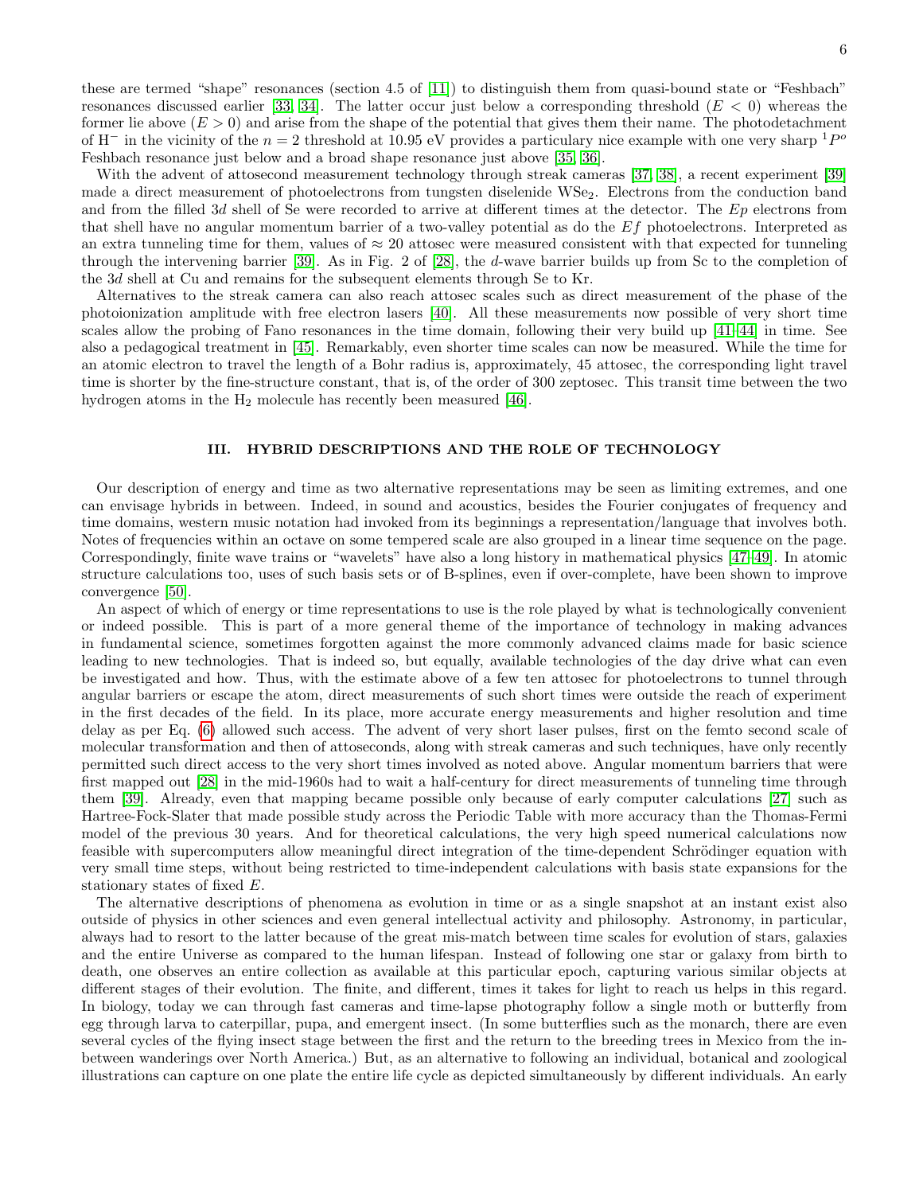these are termed "shape" resonances (section 4.5 of [11]) to distinguish them from quasi-bound state or "Feshbach" resonances discussed earlier [33, 34]. The latter occur just below a corresponding threshold ($E < 0$) whereas the former lie above ($E > 0$) and arise from the shape of the potential that gives them their name. The photodetachment of $H^-$ in the vicinity of the $n = 2$ threshold at 10.95 eV provides a particulary nice example with one very sharp $^1P^o$ Feshbach resonance just below and a broad shape resonance just above [35, 36].

With the advent of attosecond measurement technology through streak cameras [37, 38], a recent experiment [39] made a direct measurement of photoelectrons from tungsten diselenide $WSe_2$. Electrons from the conduction band and from the filled $3d$ shell of Se were recorded to arrive at different times at the detector. The $Ep$ electrons from that shell have no angular momentum barrier of a two-valley potential as do the $Ef$ photoelectrons. Interpreted as an extra tunneling time for them, values of $\approx 20$ attosec were measured consistent with that expected for tunneling through the intervening barrier [39]. As in Fig. 2 of [28], the $d$-wave barrier builds up from Sc to the completion of the $3d$ shell at Cu and remains for the subsequent elements through Se to Kr.

Alternatives to the streak camera can also reach attosec scales such as direct measurement of the phase of the photoionization amplitude with free electron lasers [40]. All these measurements now possible of very short time scales allow the probing of Fano resonances in the time domain, following their very build up [41–44] in time. See also a pedagogical treatment in [45]. Remarkably, even shorter time scales can now be measured. While the time for an atomic electron to travel the length of a Bohr radius is, approximately, 45 attosec, the corresponding light travel time is shorter by the fine-structure constant, that is, of the order of 300 zeptosec. This transit time between the two hydrogen atoms in the $H_2$ molecule has recently been measured [46].

## III. HYBRID DESCRIPTIONS AND THE ROLE OF TECHNOLOGY

Our description of energy and time as two alternative representations may be seen as limiting extremes, and one can envisage hybrids in between. Indeed, in sound and acoustics, besides the Fourier conjugates of frequency and time domains, western music notation had invoked from its beginnings a representation/language that involves both. Notes of frequencies within an octave on some tempered scale are also grouped in a linear time sequence on the page. Correspondingly, finite wave trains or "wavelets" have also a long history in mathematical physics [47–49]. In atomic structure calculations too, uses of such basis sets or of B-splines, even if over-complete, have been shown to improve convergence [50].

An aspect of which of energy or time representations to use is the role played by what is technologically convenient or indeed possible. This is part of a more general theme of the importance of technology in making advances in fundamental science, sometimes forgotten against the more commonly advanced claims made for basic science leading to new technologies. That is indeed so, but equally, available technologies of the day drive what can even be investigated and how. Thus, with the estimate above of a few ten attosec for photoelectrons to tunnel through angular barriers or escape the atom, direct measurements of such short times were outside the reach of experiment in the first decades of the field. In its place, more accurate energy measurements and higher resolution and time delay as per Eq. (6) allowed such access. The advent of very short laser pulses, first on the femto second scale of molecular transformation and then of attoseconds, along with streak cameras and such techniques, have only recently permitted such direct access to the very short times involved as noted above. Angular momentum barriers that were first mapped out [28] in the mid-1960s had to wait a half-century for direct measurements of tunneling time through them [39]. Already, even that mapping became possible only because of early computer calculations [27] such as Hartree-Fock-Slater that made possible study across the Periodic Table with more accuracy than the Thomas-Fermi model of the previous 30 years. And for theoretical calculations, the very high speed numerical calculations now feasible with supercomputers allow meaningful direct integration of the time-dependent Schrödinger equation with very small time steps, without being restricted to time-independent calculations with basis state expansions for the stationary states of fixed $E$.

The alternative descriptions of phenomena as evolution in time or as a single snapshot at an instant exist also outside of physics in other sciences and even general intellectual activity and philosophy. Astronomy, in particular, always had to resort to the latter because of the great mis-match between time scales for evolution of stars, galaxies and the entire Universe as compared to the human lifespan. Instead of following one star or galaxy from birth to death, one observes an entire collection as available at this particular epoch, capturing various similar objects at different stages of their evolution. The finite, and different, times it takes for light to reach us helps in this regard. In biology, today we can through fast cameras and time-lapse photography follow a single moth or butterfly from egg through larva to caterpillar, pupa, and emergent insect. (In some butterflies such as the monarch, there are even several cycles of the flying insect stage between the first and the return to the breeding trees in Mexico from the in-between wanderings over North America.) But, as an alternative to following an individual, botanical and zoological illustrations can capture on one plate the entire life cycle as depicted simultaneously by different individuals. An early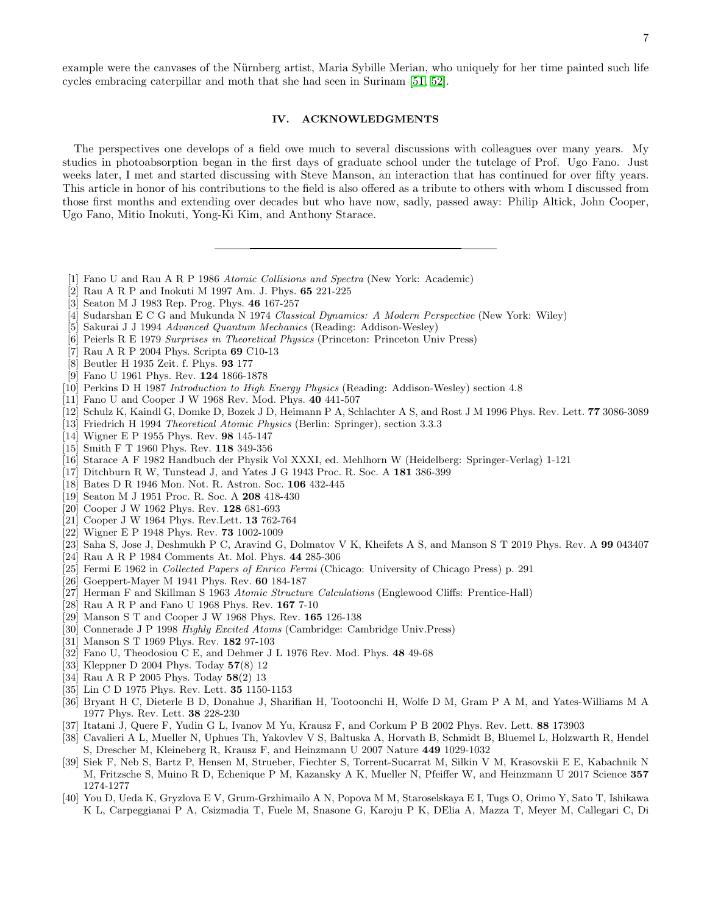example were the canvases of the Nürnberg artist, Maria Sybille Merian, who uniquely for her time painted such life cycles embracing caterpillar and moth that she had seen in Surinam [51, 52].

## IV. ACKNOWLEDGMENTS

The perspectives one develops of a field owe much to several discussions with colleagues over many years. My studies in photoabsorption began in the first days of graduate school under the tutelage of Prof. Ugo Fano. Just weeks later, I met and started discussing with Steve Manson, an interaction that has continued for over fifty years. This article in honor of his contributions to the field is also offered as a tribute to others with whom I discussed from those first months and extending over decades but who have now, sadly, passed away: Philip Altick, John Cooper, Ugo Fano, Mitio Inokuti, Yong-Ki Kim, and Anthony Starace.

---

[1] Fano U and Rau A R P 1986 *Atomic Collisions and Spectra* (New York: Academic)
[2] Rau A R P and Inokuti M 1997 Am. J. Phys. **65** 221-225
[3] Seaton M J 1983 Rep. Prog. Phys. **46** 167-257
[4] Sudarshan E C G and Mukunda N 1974 *Classical Dynamics: A Modern Perspective* (New York: Wiley)
[5] Sakurai J J 1994 *Advanced Quantum Mechanics* (Reading: Addison-Wesley)
[6] Peierls R E 1979 *Surprises in Theoretical Physics* (Princeton: Princeton Univ Press)
[7] Rau A R P 2004 Phys. Scripta **69** C10-13
[8] Beutler H 1935 Zeit. f. Phys. **93** 177
[9] Fano U 1961 Phys. Rev. **124** 1866-1878
[10] Perkins D H 1987 *Introduction to High Energy Physics* (Reading: Addison-Wesley) section 4.8
[11] Fano U and Cooper J W 1968 Rev. Mod. Phys. **40** 441-507
[12] Schulz K, Kaindl G, Domke D, Bozek J D, Heimann P A, Schlachter A S, and Rost J M 1996 Phys. Rev. Lett. **77** 3086-3089
[13] Friedrich H 1994 *Theoretical Atomic Physics* (Berlin: Springer), section 3.3.3
[14] Wigner E P 1955 Phys. Rev. **98** 145-147
[15] Smith F T 1960 Phys. Rev. **118** 349-356
[16] Starace A F 1982 Handbuch der Physik Vol XXXI, ed. Mehlhorn W (Heidelberg: Springer-Verlag) 1-121
[17] Ditchburn R W, Tunstead J, and Yates J G 1943 Proc. R. Soc. A **181** 386-399
[18] Bates D R 1946 Mon. Not. R. Astron. Soc. **106** 432-445
[19] Seaton M J 1951 Proc. R. Soc. A **208** 418-430
[20] Cooper J W 1962 Phys. Rev. **128** 681-693
[21] Cooper J W 1964 Phys. Rev.Lett. **13** 762-764
[22] Wigner E P 1948 Phys. Rev. **73** 1002-1009
[23] Saha S, Jose J, Deshmukh P C, Aravind G, Dolmatov V K, Kheifets A S, and Manson S T 2019 Phys. Rev. A **99** 043407
[24] Rau A R P 1984 Comments At. Mol. Phys. **44** 285-306
[25] Fermi E 1962 in *Collected Papers of Enrico Fermi* (Chicago: University of Chicago Press) p. 291
[26] Goeppert-Mayer M 1941 Phys. Rev. **60** 184-187
[27] Herman F and Skillman S 1963 *Atomic Structure Calculations* (Englewood Cliffs: Prentice-Hall)
[28] Rau A R P and Fano U 1968 Phys. Rev. **167** 7-10
[29] Manson S T and Cooper J W 1968 Phys. Rev. **165** 126-138
[30] Connerade J P 1998 *Highly Excited Atoms* (Cambridge: Cambridge Univ.Press)
[31] Manson S T 1969 Phys. Rev. **182** 97-103
[32] Fano U, Theodosiou C E, and Dehmer J L 1976 Rev. Mod. Phys. **48** 49-68
[33] Kleppner D 2004 Phys. Today **57**(8) 12
[34] Rau A R P 2005 Phys. Today **58**(2) 13
[35] Lin C D 1975 Phys. Rev. Lett. **35** 1150-1153
[36] Bryant H C, Dieterle B D, Donahue J, Sharifian H, Tootoonchi H, Wolfe D M, Gram P A M, and Yates-Williams M A 1977 Phys. Rev. Lett. **38** 228-230
[37] Itatani J, Quere F, Yudin G L, Ivanov M Yu, Krausz F, and Corkum P B 2002 Phys. Rev. Lett. **88** 173903
[38] Cavalieri A L, Mueller N, Uphues Th, Yakovlev V S, Baltuska A, Horvath B, Schmidt B, Bluemel L, Holzwarth R, Hendel S, Drescher M, Kleineberg R, Krausz F, and Heinzmann U 2007 Nature **449** 1029-1032
[39] Siek F, Neb S, Bartz P, Hensen M, Strueber, Fiechter S, Torrent-Sucarrat M, Silkin V M, Krasovskii E E, Kabachnik N M, Fritzsche S, Muino R D, Echenique P M, Kazansky A K, Mueller N, Pfeiffer W, and Heinzmann U 2017 Science **357** 1274-1277
[40] You D, Ueda K, Gryzlova E V, Grum-Grzhimailo A N, Popova M M, Staroselskaya E I, Tugs O, Orimo Y, Sato T, Ishikawa K L, Carpeggianai P A, Csizmadia T, Fuele M, Snasone G, Karoju P K, DElia A, Mazza T, Meyer M, Callegari C, Di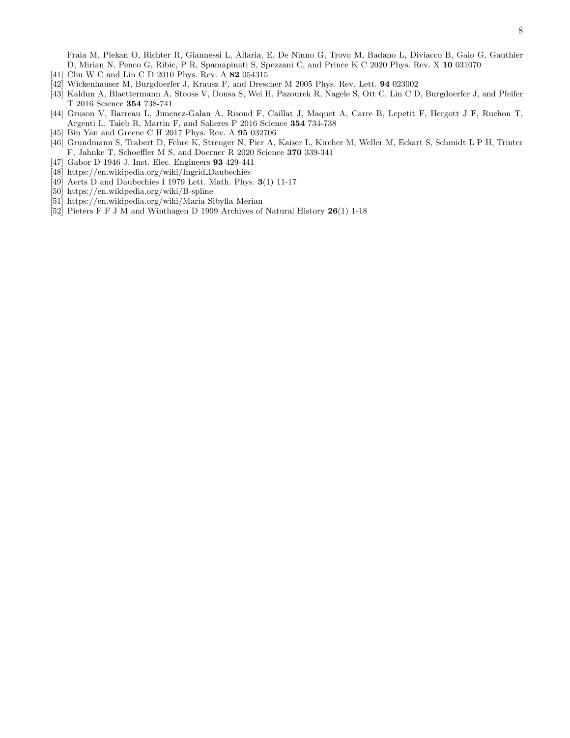Fraia M, Plekan O, Richter R, Giannessi L, Allaria, E, De Ninno G, Trovo M, Badano L, Diviacco B, Gaio G, Gauthier D, Mirian N, Penco G, Ribic, P R, Spamapinati S, Spezzani C, and Prince K C 2020 Phys. Rev. X **10** 031070

[41] Chu W C and Lin C D 2010 Phys. Rev. A **82** 054315

[42] Wickenhauser M, Burgdoerfer J, Krausz F, and Drescher M 2005 Phys. Rev. Lett. **94** 023002

[43] Kaldun A, Blaettermann A, Stooss V, Donsa S, Wei H, Pazourek R, Nagele S, Ott C, Lin C D, Burgdoerfer J, and Pfeifer T 2016 Science **354** 738-741

[44] Gruson V, Barreau L, Jimenez-Galan A, Risoud F, Caillat J, Maquet A, Carre B, Lepetit F, Hergott J F, Ruchon T, Argenti L, Taieb R, Martin F, and Salieres P 2016 Science **354** 734-738

[45] Bin Yan and Greene C H 2017 Phys. Rev. A **95** 032706

[46] Grundmann S, Trabert D, Fehre K, Strenger N, Pier A, Kaiser L, Kircher M, Weller M, Eckart S, Schmidt L P H, Trinter F, Jahnke T, Schoeffler M S, and Doerner R 2020 Science **370** 339-341

[47] Gabor D 1946 J. Inst. Elec. Engineers **93** 429-441

[48] https://en.wikipedia.org/wiki/Ingrid_Daubechies

[49] Aerts D and Daubechies I 1979 Lett. Math. Phys. **3**(1) 11-17

[50] https://en.wikipedia.org/wiki/B-spline

[51] https://en.wikipedia.org/wiki/Maria_Sibylla_Merian

[52] Pieters F F J M and Winthagen D 1999 Archives of Natural History **26**(1) 1-18